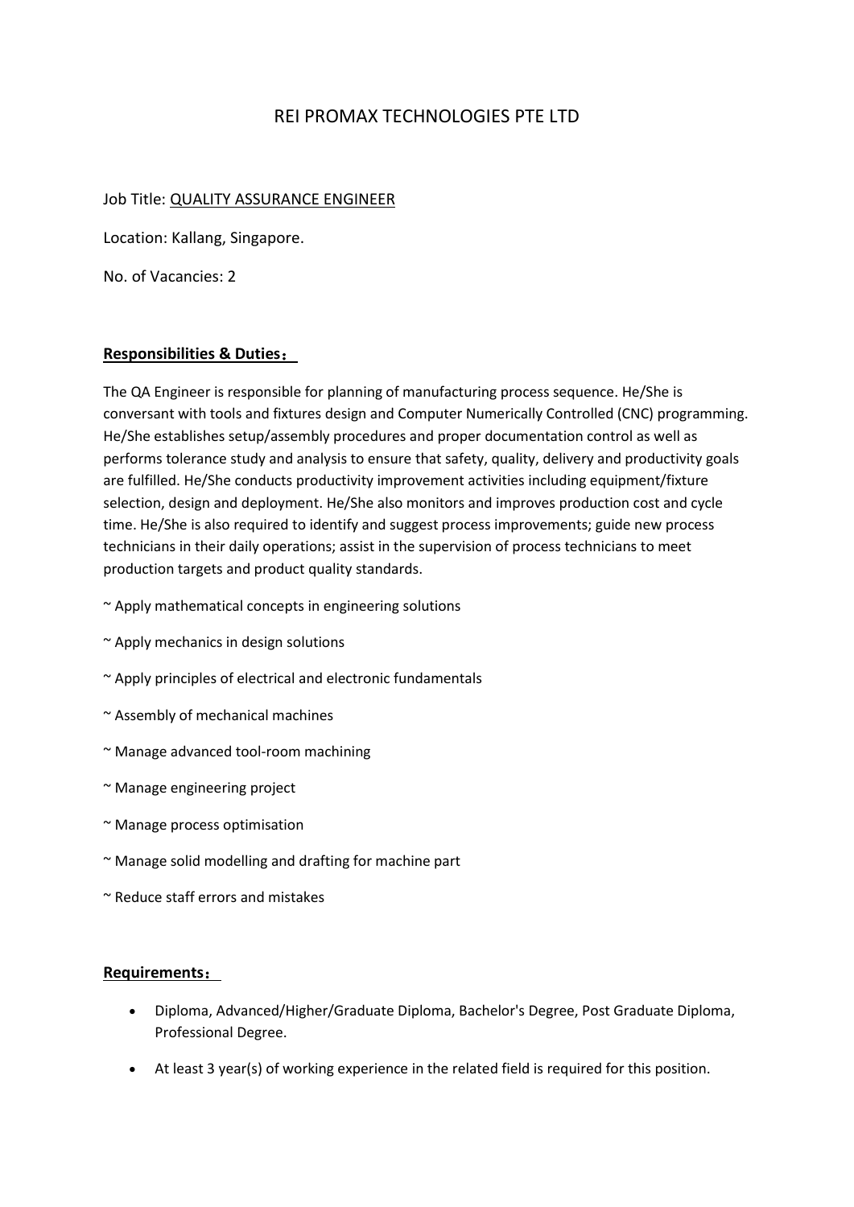# REI PROMAX TECHNOLOGIES PTE LTD

Job Title: QUALITY ASSURANCE ENGINEER

Location: Kallang, Singapore.

No. of Vacancies: 2

## Responsibilities & Duties：

The QA Engineer is responsible for planning of manufacturing process sequence. He/She is conversant with tools and fixtures design and Computer Numerically Controlled (CNC) programming. He/She establishes setup/assembly procedures and proper documentation control as well as performs tolerance study and analysis to ensure that safety, quality, delivery and productivity goals are fulfilled. He/She conducts productivity improvement activities including equipment/fixture selection, design and deployment. He/She also monitors and improves production cost and cycle time. He/She is also required to identify and suggest process improvements; guide new process technicians in their daily operations; assist in the supervision of process technicians to meet production targets and product quality standards.

~ Apply mathematical concepts in engineering solutions

~ Apply mechanics in design solutions

~ Apply principles of electrical and electronic fundamentals

~ Assembly of mechanical machines

~ Manage advanced tool-room machining

~ Manage engineering project

~ Manage process optimisation

~ Manage solid modelling and drafting for machine part

~ Reduce staff errors and mistakes

## Requirements：

- Diploma, Advanced/Higher/Graduate Diploma, Bachelor's Degree, Post Graduate Diploma, Professional Degree.
- At least 3 year(s) of working experience in the related field is required for this position.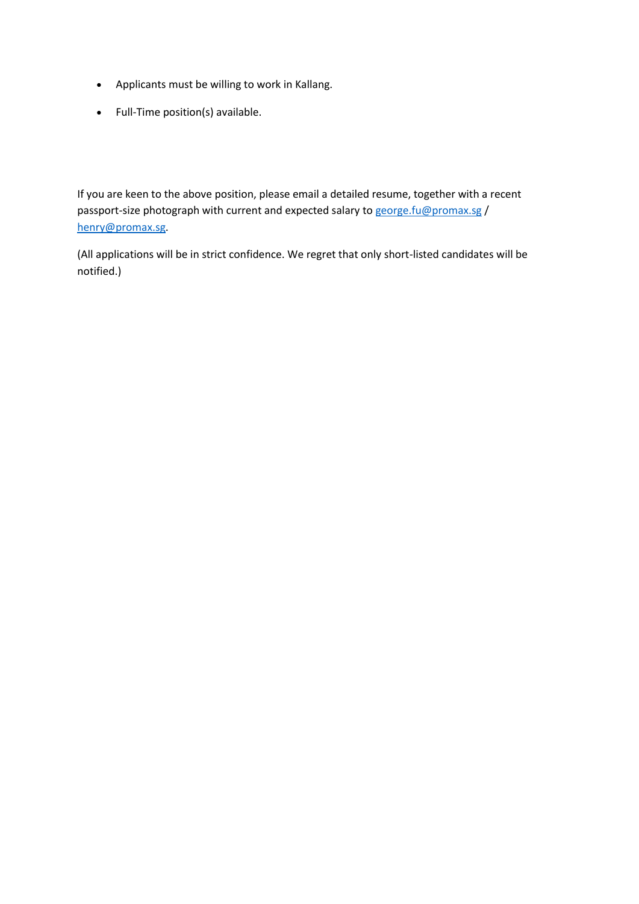- Applicants must be willing to work in Kallang.
- Full-Time position(s) available.

If you are keen to the above position, please email a detailed resume, together with a recent passport-size photograph with current and expected salary to george.fu@promax.sg / henry@promax.sg.

(All applications will be in strict confidence. We regret that only short-listed candidates will be notified.)